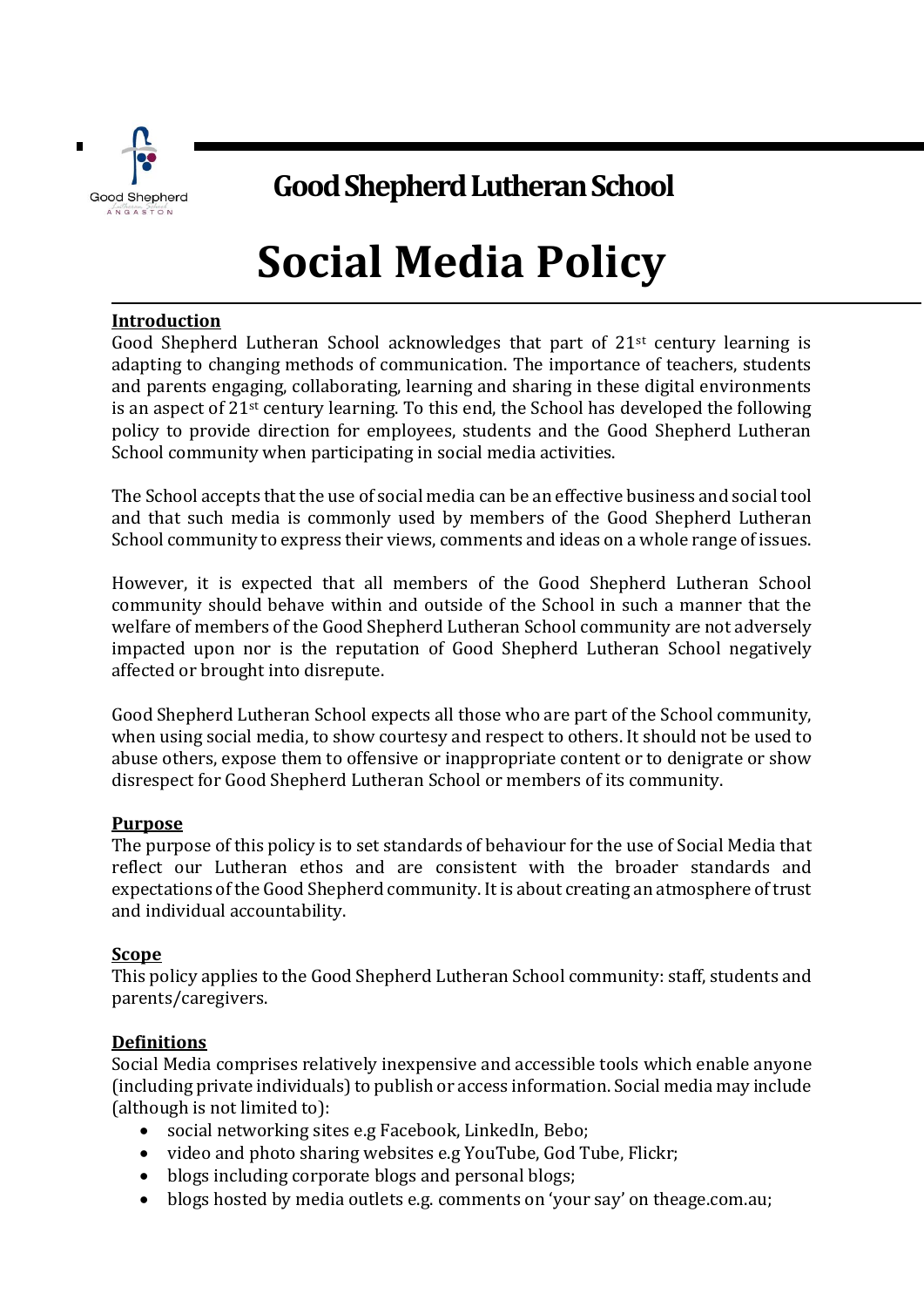## Good Shepherd Lutheran School

# Social Media Policy

**Introduction**

Good Shepherd Lutheran School acknowledges that part of 21st century learning is adapting to changing methods of communication. The importance of teachers, students and parents engaging, collaborating, learning and sharing in these digital environments is an aspect of 21st century learning. To this end, the School has developed the following policy to provide direction for employees, students and the Good Shepherd Lutheran School community when participating in social media activities.

The School accepts that the use of social media can be an effective business and social tool and that such media is commonly used by members of the Good Shepherd Lutheran School community to express their views, comments and ideas on a whole range of issues.

However, it is expected that all members of the Good Shepherd Lutheran School community should behave within and outside of the School in such a manner that the welfare of members of the Good Shepherd Lutheran School community are not adversely impacted upon nor is the reputation of Good Shepherd Lutheran School negatively affected or brought into disrepute.

Good Shepherd Lutheran School expects all those who are part of the School community, when using social media, to show courtesy and respect to others. It should not be used to abuse others, expose them to offensive or inappropriate content or to denigrate or show disrespect for Good Shepherd Lutheran School or members of its community.

**Purpose**

The purpose of this policy is to set standards of behaviour for the use of Social Media that reflect our Lutheran ethos and are consistent with the broader standards and expectations of the Good Shepherd community. It is about creating an atmosphere of trust and individual accountability.

**Scope**

This policy applies to the Good Shepherd Lutheran School community: staff, students and parents/caregivers.

**Definitions**

Social Media comprises relatively inexpensive and accessible tools which enable anyone (including private individuals) to publish or access information. Social media may include (although is not limited to):

- social networking sites e.g Facebook, LinkedIn, Bebo;
- video and photo sharing websites e.g YouTube, God Tube, Flickr;
- blogs including corporate blogs and personal blogs;
- blogs hosted by media outlets e.g. comments on 'your say' on theage.com.au;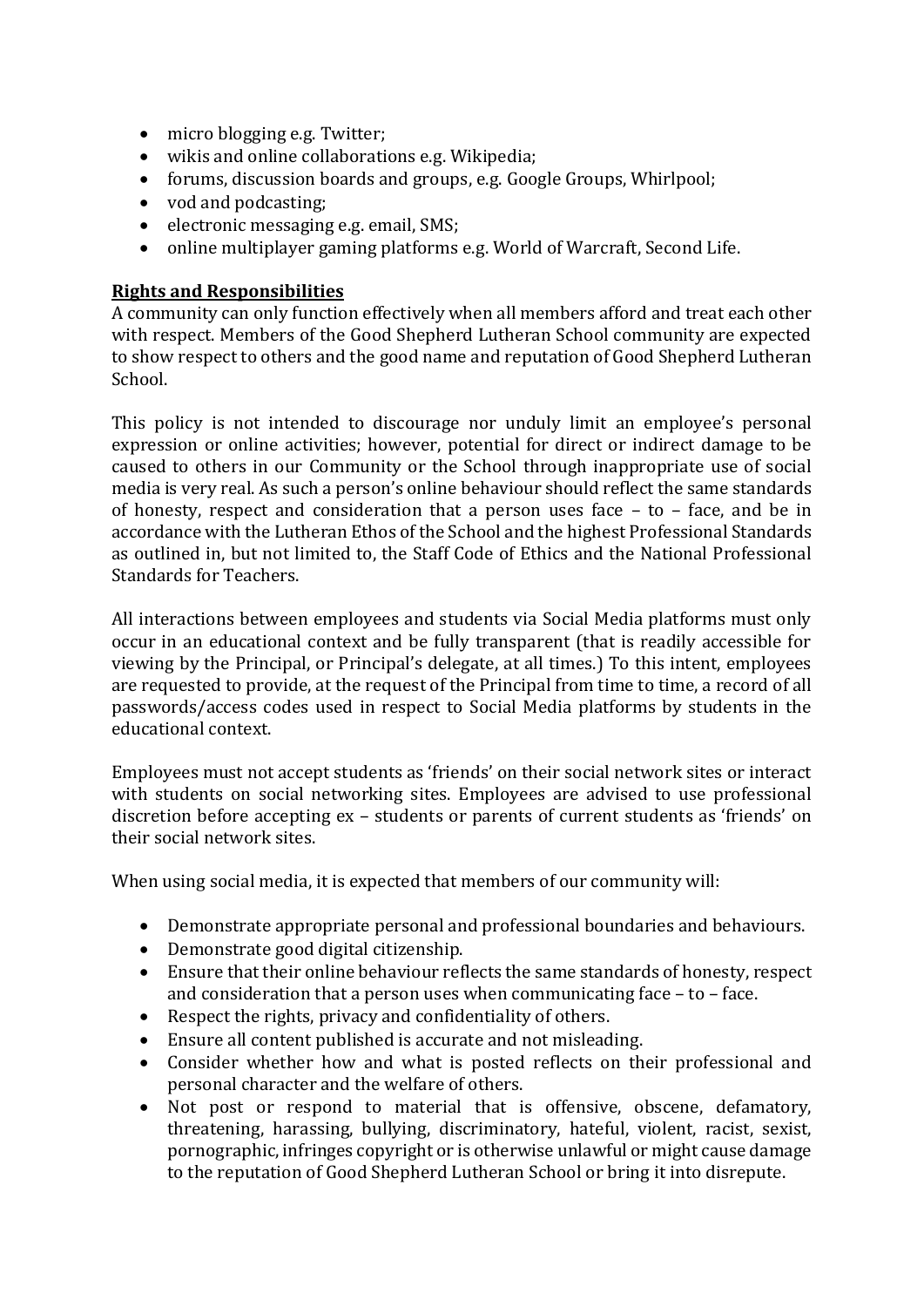- micro blogging e.g. Twitter;
- wikis and online collaborations e.g. Wikipedia;
- forums, discussion boards and groups, e.g. Google Groups, Whirlpool;
- vod and podcasting;
- electronic messaging e.g. email, SMS;
- online multiplayer gaming platforms e.g. World of Warcraft, Second Life.

**Rights and Responsibilities**

A community can only function effectively when all members afford and treat each other with respect. Members of the Good Shepherd Lutheran School community are expected to show respect to others and the good name and reputation of Good Shepherd Lutheran School.

This policy is not intended to discourage nor unduly limit an employee's personal expression or online activities; however, potential for direct or indirect damage to be caused to others in our Community or the School through inappropriate use of social media is very real. As such a person's online behaviour should reflect the same standards of honesty, respect and consideration that a person uses face – to – face, and be in accordance with the Lutheran Ethos of the School and the highest Professional Standards as outlined in, but not limited to, the Staff Code of Ethics and the National Professional Standards for Teachers.

All interactions between employees and students via Social Media platforms must only occur in an educational context and be fully transparent (that is readily accessible for viewing by the Principal, or Principal's delegate, at all times.) To this intent, employees are requested to provide, at the request of the Principal from time to time, a record of all passwords/access codes used in respect to Social Media platforms by students in the educational context.

Employees must not accept students as 'friends' on their social network sites or interact with students on social networking sites. Employees are advised to use professional discretion before accepting ex – students or parents of current students as 'friends' on their social network sites.

When using social media, it is expected that members of our community will:

- Demonstrate appropriate personal and professional boundaries and behaviours.
- Demonstrate good digital citizenship.
- Ensure that their online behaviour reflects the same standards of honesty, respect and consideration that a person uses when communicating face – to – face.
- Respect the rights, privacy and confidentiality of others.
- Ensure all content published is accurate and not misleading.
- Consider whether how and what is posted reflects on their professional and personal character and the welfare of others.
- Not post or respond to material that is offensive, obscene, defamatory, threatening, harassing, bullying, discriminatory, hateful, violent, racist, sexist, pornographic, infringes copyright or is otherwise unlawful or might cause damage to the reputation of Good Shepherd Lutheran School or bring it into disrepute.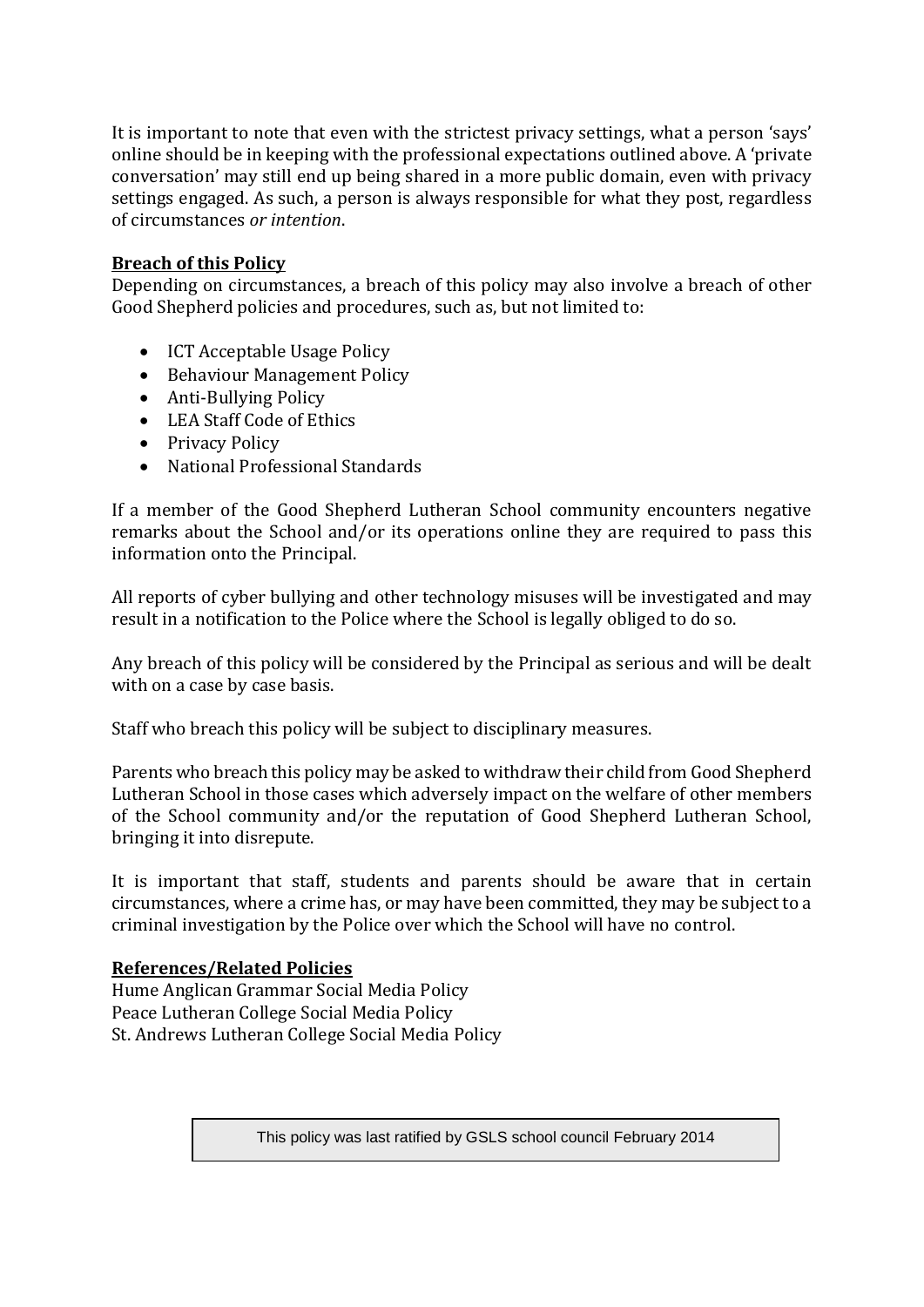It is important to note that even with the strictest privacy settings, what a person 'says' online should be in keeping with the professional expectations outlined above. A 'private conversation' may still end up being shared in a more public domain, even with privacy settings engaged. As such, a person is always responsible for what they post, regardless of circumstances *or intention*.

## Breach of this Policy

Depending on circumstances, a breach of this policy may also involve a breach of other Good Shepherd policies and procedures, such as, but not limited to:

- ICT Acceptable Usage Policy
- Behaviour Management Policy
- Anti-Bullying Policy
- LEA Staff Code of Ethics
- Privacy Policy
- National Professional Standards

If a member of the Good Shepherd Lutheran School community encounters negative remarks about the School and/or its operations online they are required to pass this information onto the Principal.

All reports of cyber bullying and other technology misuses will be investigated and may result in a notification to the Police where the School is legally obliged to do so.

Any breach of this policy will be considered by the Principal as serious and will be dealt with on a case by case basis.

Staff who breach this policy will be subject to disciplinary measures.

Parents who breach this policy may be asked to withdraw their child from Good Shepherd Lutheran School in those cases which adversely impact on the welfare of other members of the School community and/or the reputation of Good Shepherd Lutheran School, bringing it into disrepute.

It is important that staff, students and parents should be aware that in certain circumstances, where a crime has, or may have been committed, they may be subject to a criminal investigation by the Police over which the School will have no control.

## References/Related Policies

Hume Anglican Grammar Social Media Policy
Peace Lutheran College Social Media Policy
St. Andrews Lutheran College Social Media Policy

This policy was last ratified by GSLS school council February 2014